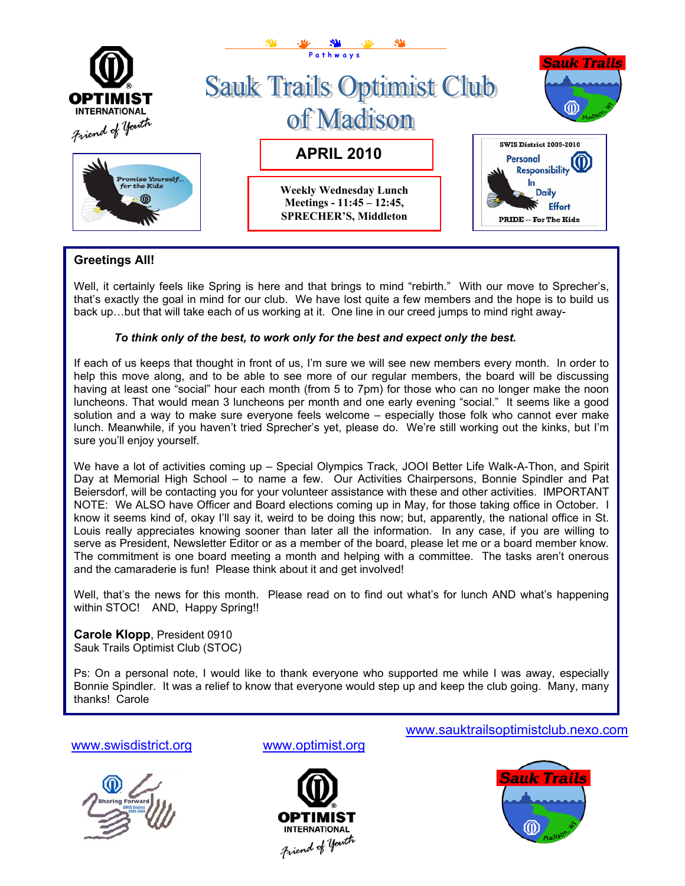Pathways

# Sauk Trails Optimist Club of Madison

**APRIL 2010**

**Weekly Wednesday Lunch Meetings - 11:45 – 12:45, SPRECHER'S, Middleton**

SWIS District 2009-2010

Personal Responsibility In Daily Effort

PRIDE -- For The Kids

Promise Yourself... for the Kids

**Greetings All!**

Well, it certainly feels like Spring is here and that brings to mind "rebirth." With our move to Sprecher's, that's exactly the goal in mind for our club. We have lost quite a few members and the hope is to build us back up…but that will take each of us working at it. One line in our creed jumps to mind right away-

***To think only of the best, to work only for the best and expect only the best.***

If each of us keeps that thought in front of us, I'm sure we will see new members every month. In order to help this move along, and to be able to see more of our regular members, the board will be discussing having at least one "social" hour each month (from 5 to 7pm) for those who can no longer make the noon luncheons. That would mean 3 luncheons per month and one early evening "social." It seems like a good solution and a way to make sure everyone feels welcome – especially those folk who cannot ever make lunch. Meanwhile, if you haven't tried Sprecher's yet, please do. We're still working out the kinks, but I'm sure you'll enjoy yourself.

We have a lot of activities coming up – Special Olympics Track, JOOI Better Life Walk-A-Thon, and Spirit Day at Memorial High School – to name a few. Our Activities Chairpersons, Bonnie Spindler and Pat Beiersdorf, will be contacting you for your volunteer assistance with these and other activities. IMPORTANT NOTE: We ALSO have Officer and Board elections coming up in May, for those taking office in October. I know it seems kind of, okay I'll say it, weird to be doing this now; but, apparently, the national office in St. Louis really appreciates knowing sooner than later all the information. In any case, if you are willing to serve as President, Newsletter Editor or as a member of the board, please let me or a board member know. The commitment is one board meeting a month and helping with a committee. The tasks aren't onerous and the camaraderie is fun! Please think about it and get involved!

Well, that's the news for this month. Please read on to find out what's for lunch AND what's happening within STOC! AND, Happy Spring!!

**Carole Klopp**, President 0910
Sauk Trails Optimist Club (STOC)

Ps: On a personal note, I would like to thank everyone who supported me while I was away, especially Bonnie Spindler. It was a relief to know that everyone would step up and keep the club going. Many, many thanks! Carole

www.sauktrailsoptimistclub.nexo.com

www.swisdistrict.org

www.optimist.org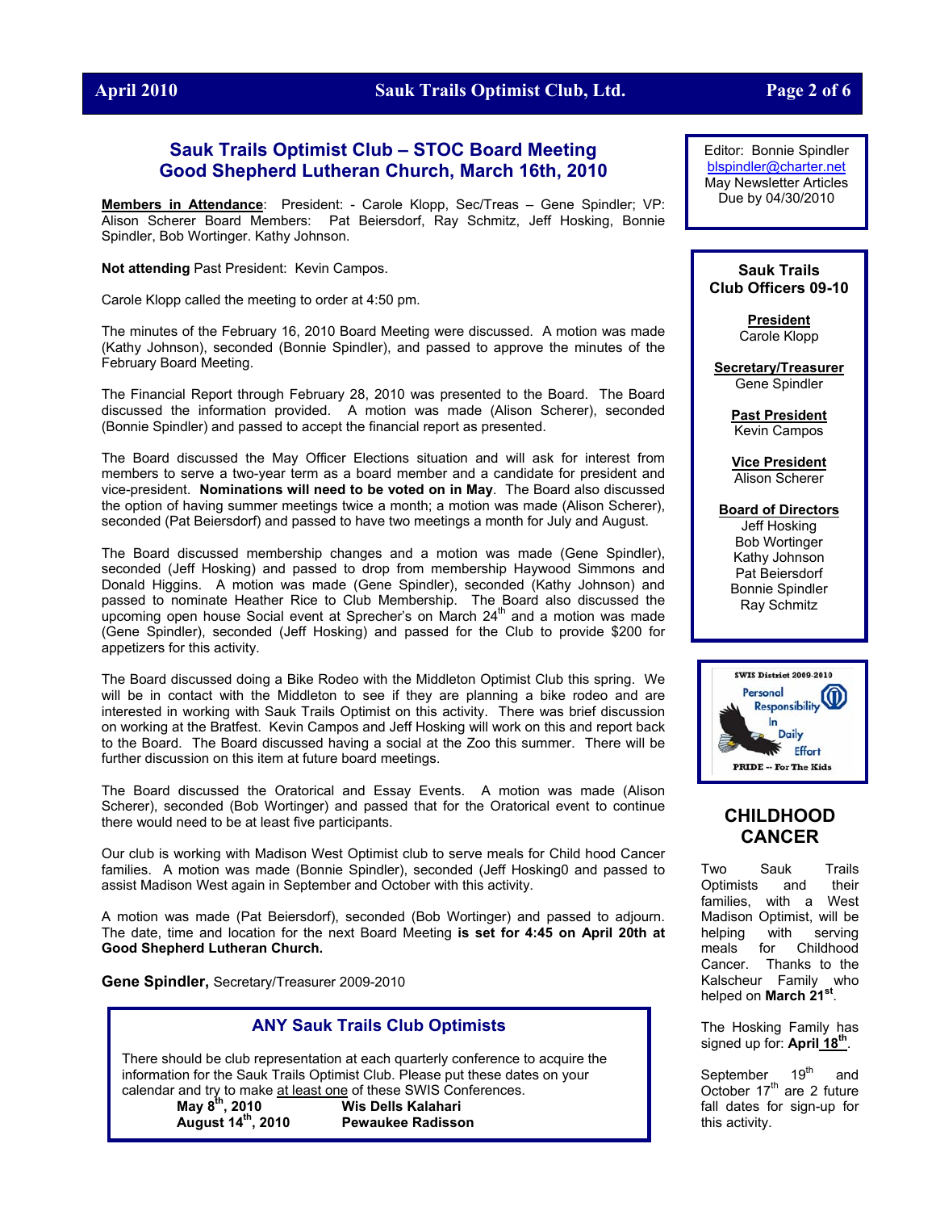## Sauk Trails Optimist Club – STOC Board Meeting
## Good Shepherd Lutheran Church, March 16th, 2010

**Members in Attendance**: President: - Carole Klopp, Sec/Treas – Gene Spindler; VP: Alison Scherer Board Members: Pat Beiersdorf, Ray Schmitz, Jeff Hosking, Bonnie Spindler, Bob Wortinger. Kathy Johnson.

**Not attending** Past President: Kevin Campos.

Carole Klopp called the meeting to order at 4:50 pm.

The minutes of the February 16, 2010 Board Meeting were discussed. A motion was made (Kathy Johnson), seconded (Bonnie Spindler), and passed to approve the minutes of the February Board Meeting.

The Financial Report through February 28, 2010 was presented to the Board. The Board discussed the information provided. A motion was made (Alison Scherer), seconded (Bonnie Spindler) and passed to accept the financial report as presented.

The Board discussed the May Officer Elections situation and will ask for interest from members to serve a two-year term as a board member and a candidate for president and vice-president. **Nominations will need to be voted on in May**. The Board also discussed the option of having summer meetings twice a month; a motion was made (Alison Scherer), seconded (Pat Beiersdorf) and passed to have two meetings a month for July and August.

The Board discussed membership changes and a motion was made (Gene Spindler), seconded (Jeff Hosking) and passed to drop from membership Haywood Simmons and Donald Higgins. A motion was made (Gene Spindler), seconded (Kathy Johnson) and passed to nominate Heather Rice to Club Membership. The Board also discussed the upcoming open house Social event at Sprecher's on March 24th and a motion was made (Gene Spindler), seconded (Jeff Hosking) and passed for the Club to provide $200 for appetizers for this activity.

The Board discussed doing a Bike Rodeo with the Middleton Optimist Club this spring. We will be in contact with the Middleton to see if they are planning a bike rodeo and are interested in working with Sauk Trails Optimist on this activity. There was brief discussion on working at the Bratfest. Kevin Campos and Jeff Hosking will work on this and report back to the Board. The Board discussed having a social at the Zoo this summer. There will be further discussion on this item at future board meetings.

The Board discussed the Oratorical and Essay Events. A motion was made (Alison Scherer), seconded (Bob Wortinger) and passed that for the Oratorical event to continue there would need to be at least five participants.

Our club is working with Madison West Optimist club to serve meals for Child hood Cancer families. A motion was made (Bonnie Spindler), seconded (Jeff Hosking0 and passed to assist Madison West again in September and October with this activity.

A motion was made (Pat Beiersdorf), seconded (Bob Wortinger) and passed to adjourn. The date, time and location for the next Board Meeting **is set for 4:45 on April 20th at Good Shepherd Lutheran Church.**

**Gene Spindler,** Secretary/Treasurer 2009-2010

### ANY Sauk Trails Club Optimists

There should be club representation at each quarterly conference to acquire the information for the Sauk Trails Optimist Club. Please put these dates on your calendar and try to make at least one of these SWIS Conferences.

| | |
|---|---|
| **May 8th, 2010** | **Wis Dells Kalahari** |
| **August 14th, 2010** | **Pewaukee Radisson** |

---

Editor: Bonnie Spindler
blspindler@charter.net
May Newsletter Articles
Due by 04/30/2010

### Sauk Trails Club Officers 09-10

**President**
Carole Klopp

**Secretary/Treasurer**
Gene Spindler

**Past President**
Kevin Campos

**Vice President**
Alison Scherer

**Board of Directors**
Jeff Hosking
Bob Wortinger
Kathy Johnson
Pat Beiersdorf
Bonnie Spindler
Ray Schmitz

SWIS District 2009-2010
Personal Responsibility In Daily Effort
PRIDE -- For The Kids

## CHILDHOOD CANCER

Two Sauk Trails Optimists and their families, with a West Madison Optimist, will be helping with serving meals for Childhood Cancer. Thanks to the Kalscheur Family who helped on **March 21st**.

The Hosking Family has signed up for: **April 18th**.

September 19th and October 17th are 2 future fall dates for sign-up for this activity.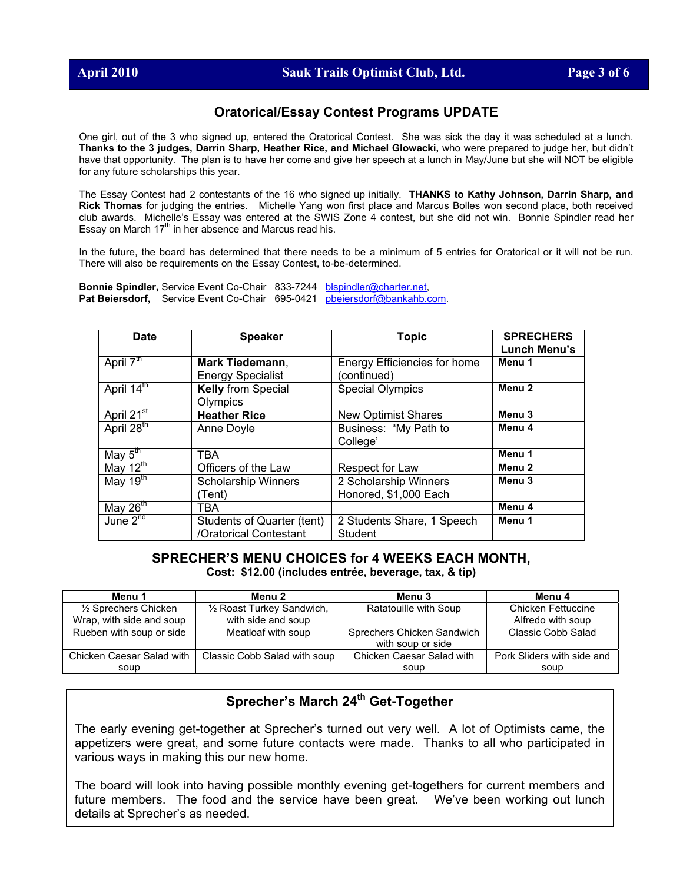## Oratorical/Essay Contest Programs UPDATE

One girl, out of the 3 who signed up, entered the Oratorical Contest. She was sick the day it was scheduled at a lunch. **Thanks to the 3 judges, Darrin Sharp, Heather Rice, and Michael Glowacki,** who were prepared to judge her, but didn't have that opportunity. The plan is to have her come and give her speech at a lunch in May/June but she will NOT be eligible for any future scholarships this year.

The Essay Contest had 2 contestants of the 16 who signed up initially. **THANKS to Kathy Johnson, Darrin Sharp, and Rick Thomas** for judging the entries. Michelle Yang won first place and Marcus Bolles won second place, both received club awards. Michelle's Essay was entered at the SWIS Zone 4 contest, but she did not win. Bonnie Spindler read her Essay on March 17th in her absence and Marcus read his.

In the future, the board has determined that there needs to be a minimum of 5 entries for Oratorical or it will not be run. There will also be requirements on the Essay Contest, to-be-determined.

**Bonnie Spindler,** Service Event Co-Chair 833-7244 blspindler@charter.net,
**Pat Beiersdorf,** Service Event Co-Chair 695-0421 pbeiersdorf@bankahb.com.

| Date | Speaker | Topic | SPRECHERS Lunch Menu's |
|---|---|---|---|
| April 7th | **Mark Tiedemann**, Energy Specialist | Energy Efficiencies for home (continued) | **Menu 1** |
| April 14th | **Kelly** from Special Olympics | Special Olympics | **Menu 2** |
| April 21st | **Heather Rice** | New Optimist Shares | **Menu 3** |
| April 28th | Anne Doyle | Business: "My Path to College' | **Menu 4** |
| May 5th | TBA | | **Menu 1** |
| May 12th | Officers of the Law | Respect for Law | **Menu 2** |
| May 19th | Scholarship Winners (Tent) | 2 Scholarship Winners Honored, $1,000 Each | **Menu 3** |
| May 26th | TBA | | **Menu 4** |
| June 2nd | Students of Quarter (tent) /Oratorical Contestant | 2 Students Share, 1 Speech Student | **Menu 1** |

### SPRECHER'S MENU CHOICES for 4 WEEKS EACH MONTH,

**Cost: $12.00 (includes entrée, beverage, tax, & tip)**

| Menu 1 | Menu 2 | Menu 3 | Menu 4 |
|---|---|---|---|
| ½ Sprechers Chicken Wrap, with side and soup | ½ Roast Turkey Sandwich, with side and soup | Ratatouille with Soup | Chicken Fettuccine Alfredo with soup |
| Rueben with soup or side | Meatloaf with soup | Sprechers Chicken Sandwich with soup or side | Classic Cobb Salad |
| Chicken Caesar Salad with soup | Classic Cobb Salad with soup | Chicken Caesar Salad with soup | Pork Sliders with side and soup |

## Sprecher's March 24th Get-Together

The early evening get-together at Sprecher's turned out very well. A lot of Optimists came, the appetizers were great, and some future contacts were made. Thanks to all who participated in various ways in making this our new home.

The board will look into having possible monthly evening get-togethers for current members and future members. The food and the service have been great. We've been working out lunch details at Sprecher's as needed.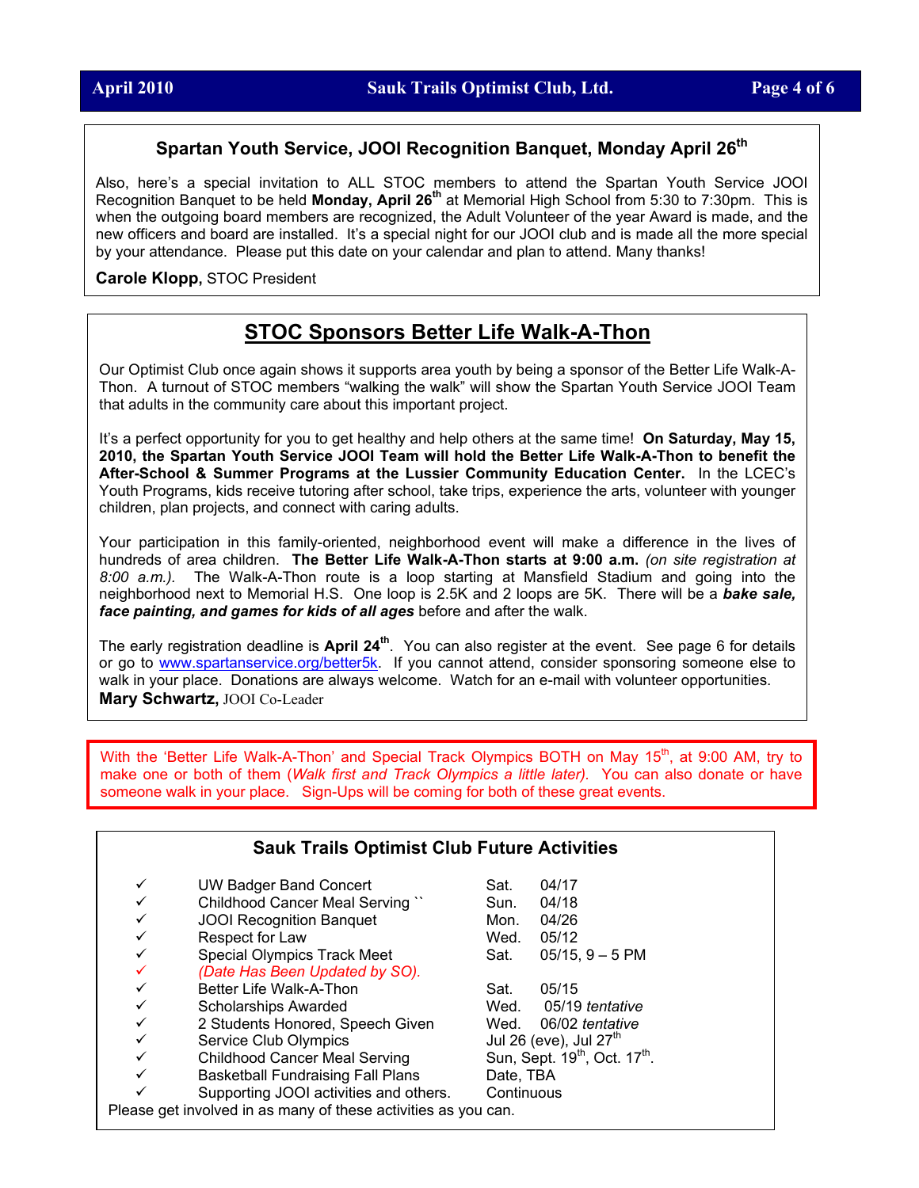## Spartan Youth Service, JOOI Recognition Banquet, Monday April 26th

Also, here's a special invitation to ALL STOC members to attend the Spartan Youth Service JOOI Recognition Banquet to be held **Monday, April 26th** at Memorial High School from 5:30 to 7:30pm. This is when the outgoing board members are recognized, the Adult Volunteer of the year Award is made, and the new officers and board are installed. It's a special night for our JOOI club and is made all the more special by your attendance. Please put this date on your calendar and plan to attend. Many thanks!

**Carole Klopp,** STOC President

## STOC Sponsors Better Life Walk-A-Thon

Our Optimist Club once again shows it supports area youth by being a sponsor of the Better Life Walk-A-Thon. A turnout of STOC members "walking the walk" will show the Spartan Youth Service JOOI Team that adults in the community care about this important project.

It's a perfect opportunity for you to get healthy and help others at the same time! **On Saturday, May 15, 2010, the Spartan Youth Service JOOI Team will hold the Better Life Walk-A-Thon to benefit the After-School & Summer Programs at the Lussier Community Education Center.** In the LCEC's Youth Programs, kids receive tutoring after school, take trips, experience the arts, volunteer with younger children, plan projects, and connect with caring adults.

Your participation in this family-oriented, neighborhood event will make a difference in the lives of hundreds of area children. **The Better Life Walk-A-Thon starts at 9:00 a.m.** *(on site registration at 8:00 a.m.).* The Walk-A-Thon route is a loop starting at Mansfield Stadium and going into the neighborhood next to Memorial H.S. One loop is 2.5K and 2 loops are 5K. There will be a ***bake sale, face painting, and games for kids of all ages*** before and after the walk.

The early registration deadline is **April 24th**. You can also register at the event. See page 6 for details or go to www.spartanservice.org/better5k. If you cannot attend, consider sponsoring someone else to walk in your place. Donations are always welcome. Watch for an e-mail with volunteer opportunities.

**Mary Schwartz,** JOOI Co-Leader

With the 'Better Life Walk-A-Thon' and Special Track Olympics BOTH on May 15th, at 9:00 AM, try to make one or both of them (*Walk first and Track Olympics a little later).* You can also donate or have someone walk in your place. Sign-Ups will be coming for both of these great events.

## Sauk Trails Optimist Club Future Activities

| | Activity | Day | Date |
|---|---|---|---|
| ✓ | UW Badger Band Concert | Sat. | 04/17 |
| ✓ | Childhood Cancer Meal Serving `` | Sun. | 04/18 |
| ✓ | JOOI Recognition Banquet | Mon. | 04/26 |
| ✓ | Respect for Law | Wed. | 05/12 |
| ✓ | Special Olympics Track Meet | Sat. | 05/15, 9 – 5 PM |
| ✓ | *(Date Has Been Updated by SO).* | | |
| ✓ | Better Life Walk-A-Thon | Sat. | 05/15 |
| ✓ | Scholarships Awarded | Wed. | 05/19 *tentative* |
| ✓ | 2 Students Honored, Speech Given | Wed. | 06/02 *tentative* |
| ✓ | Service Club Olympics | Jul 26 (eve), Jul 27th | |
| ✓ | Childhood Cancer Meal Serving | Sun, Sept. 19th, Oct. 17th. | |
| ✓ | Basketball Fundraising Fall Plans | Date, TBA | |
| ✓ | Supporting JOOI activities and others. | Continuous | |

Please get involved in as many of these activities as you can.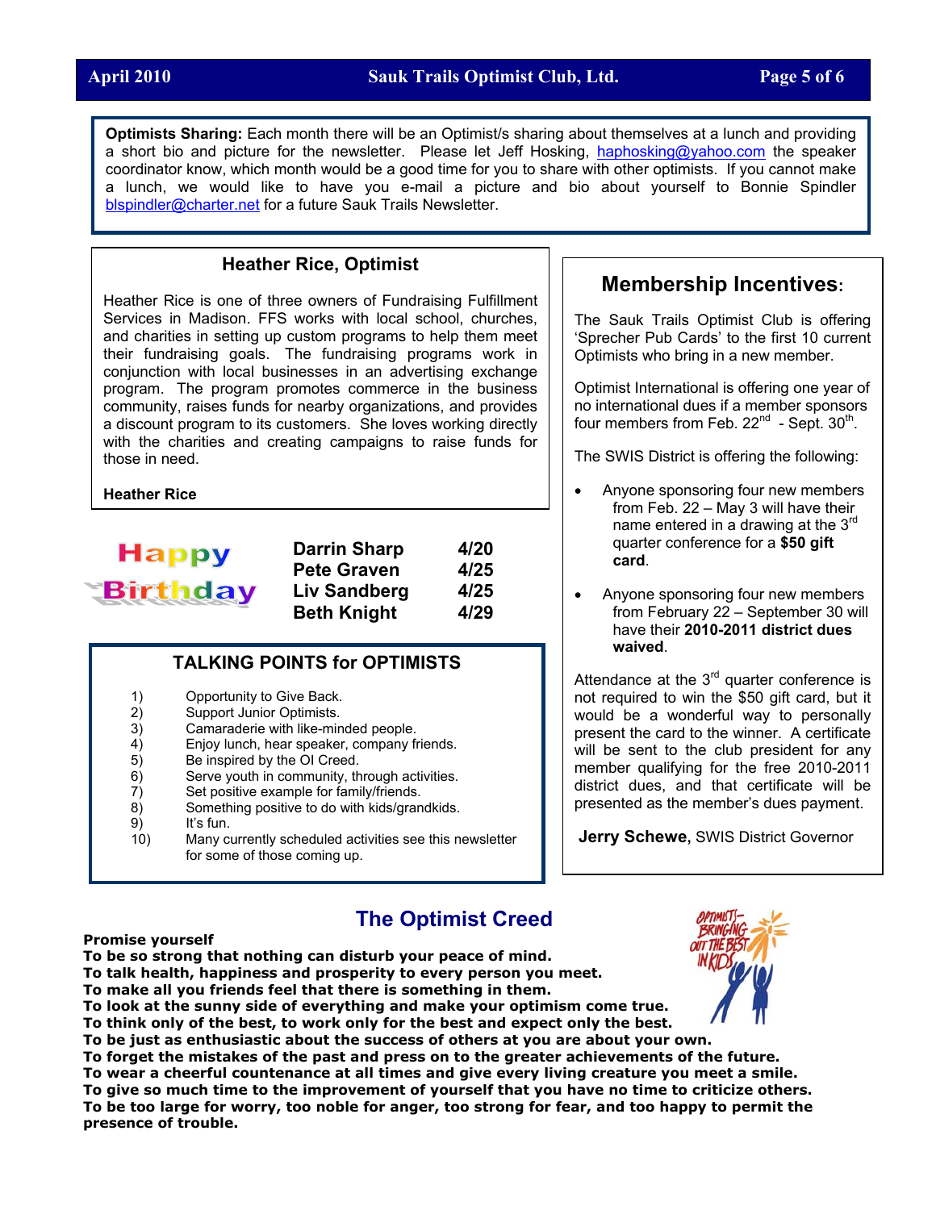**Optimists Sharing:** Each month there will be an Optimist/s sharing about themselves at a lunch and providing a short bio and picture for the newsletter. Please let Jeff Hosking, haphosking@yahoo.com the speaker coordinator know, which month would be a good time for you to share with other optimists. If you cannot make a lunch, we would like to have you e-mail a picture and bio about yourself to Bonnie Spindler blspindler@charter.net for a future Sauk Trails Newsletter.

### Heather Rice, Optimist

Heather Rice is one of three owners of Fundraising Fulfillment Services in Madison. FFS works with local school, churches, and charities in setting up custom programs to help them meet their fundraising goals. The fundraising programs work in conjunction with local businesses in an advertising exchange program. The program promotes commerce in the business community, raises funds for nearby organizations, and provides a discount program to its customers. She loves working directly with the charities and creating campaigns to raise funds for those in need.

**Heather Rice**

### Happy Birthday

| | |
|---|---|
| **Darrin Sharp** | **4/20** |
| **Pete Graven** | **4/25** |
| **Liv Sandberg** | **4/25** |
| **Beth Knight** | **4/29** |

### TALKING POINTS for OPTIMISTS

1) Opportunity to Give Back.
2) Support Junior Optimists.
3) Camaraderie with like-minded people.
4) Enjoy lunch, hear speaker, company friends.
5) Be inspired by the OI Creed.
6) Serve youth in community, through activities.
7) Set positive example for family/friends.
8) Something positive to do with kids/grandkids.
9) It's fun.
10) Many currently scheduled activities see this newsletter for some of those coming up.

## Membership Incentives:

The Sauk Trails Optimist Club is offering 'Sprecher Pub Cards' to the first 10 current Optimists who bring in a new member.

Optimist International is offering one year of no international dues if a member sponsors four members from Feb. 22nd - Sept. 30th.

The SWIS District is offering the following:

- Anyone sponsoring four new members from Feb. 22 – May 3 will have their name entered in a drawing at the 3rd quarter conference for a **$50 gift card**.
- Anyone sponsoring four new members from February 22 – September 30 will have their **2010-2011 district dues waived**.

Attendance at the 3rd quarter conference is not required to win the $50 gift card, but it would be a wonderful way to personally present the card to the winner. A certificate will be sent to the club president for any member qualifying for the free 2010-2011 district dues, and that certificate will be presented as the member's dues payment.

**Jerry Schewe,** SWIS District Governor

## The Optimist Creed

**Promise yourself**
**To be so strong that nothing can disturb your peace of mind.**
**To talk health, happiness and prosperity to every person you meet.**
**To make all you friends feel that there is something in them.**
**To look at the sunny side of everything and make your optimism come true.**
**To think only of the best, to work only for the best and expect only the best.**
**To be just as enthusiastic about the success of others at you are about your own.**
**To forget the mistakes of the past and press on to the greater achievements of the future.**
**To wear a cheerful countenance at all times and give every living creature you meet a smile.**
**To give so much time to the improvement of yourself that you have no time to criticize others.**
**To be too large for worry, too noble for anger, too strong for fear, and too happy to permit the presence of trouble.**

OPTIMISTS – BRINGING OUT THE BEST IN KIDS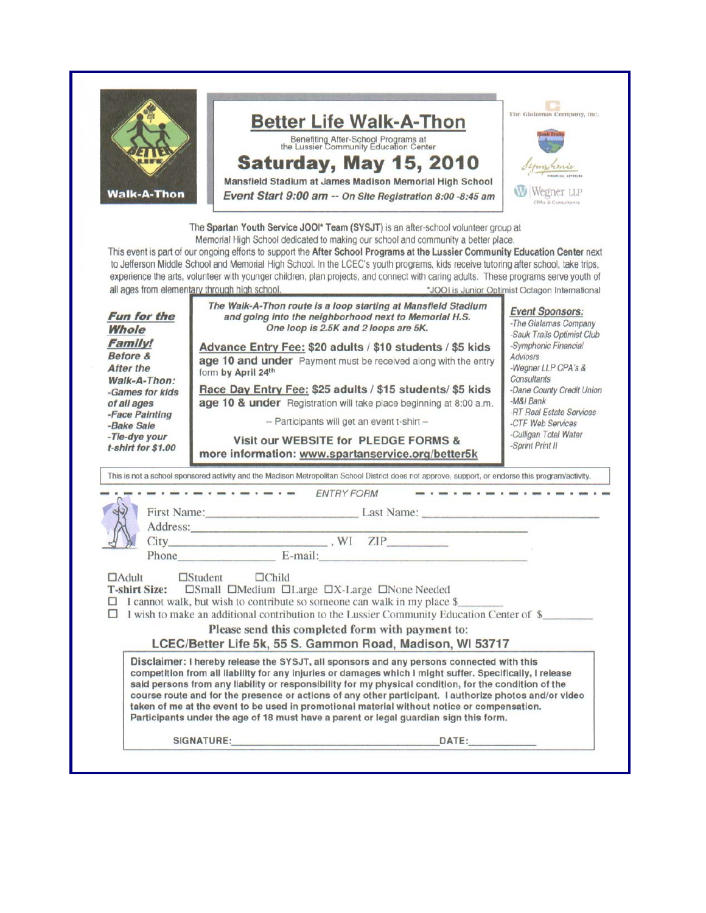Walk-A-Thon

# Better Life Walk-A-Thon

Benefiting After-School Programs at the Lussier Community Education Center

## Saturday, May 15, 2010

**Mansfield Stadium at James Madison Memorial High School**

*Event Start 9:00 am -- On Site Registration 8:00 -8:45 am*

The Gialamas Company, Inc.

Sauk Trails

Symphonic Financial Advisors

Wegner LLP CPAs & Consultants

The **Spartan Youth Service JOOI\* Team (SYSJT)** is an after-school volunteer group at Memorial High School dedicated to making our school and community a better place.

This event is part of our ongoing efforts to support the **After School Programs at the Lussier Community Education Center** next to Jefferson Middle School and Memorial High School. In the LCEC's youth programs, kids receive tutoring after school, take trips, experience the arts, volunteer with younger children, plan projects, and connect with caring adults. These programs serve youth of all ages from elementary through high school.

\*JOOI is Junior Optimist Octagon International

***Fun for the Whole Family!***

***Before & After the Walk-A-Thon:***

- *Games for kids of all ages*
- *Face Painting*
- *Bake Sale*
- *Tie-dye your t-shirt for $1.00*

***The Walk-A-Thon route is a loop starting at Mansfield Stadium and going into the neighborhood next to Memorial H.S. One loop is 2.5K and 2 loops are 5K.***

**Advance Entry Fee: $20 adults / $10 students / $5 kids age 10 and under** Payment must be received along with the entry form **by April 24th**

**Race Day Entry Fee: $25 adults / $15 students/ $5 kids age 10 & under** Registration will take place beginning at 8:00 a.m.

-- Participants will get an event t-shirt --

**Visit our WEBSITE for PLEDGE FORMS & more information: www.spartanservice.org/better5k**

***Event Sponsors:***

- *The Gialamas Company*
- *Sauk Trails Optimist Club*
- *Symphonic Financial Advisors*
- *Wegner LLP CPA's & Consultants*
- *Dane County Credit Union*
- *M&I Bank*
- *RT Real Estate Services*
- *CTF Web Services*
- *Culligan Total Water*
- *Sprint Print II*

This is not a school sponsored activity and the Madison Metropolitan School District does not approve, support, or endorse this program/activity.

*ENTRY FORM*

First Name:\_\_\_\_\_\_\_\_\_\_\_\_\_\_\_\_\_\_\_\_ Last Name:\_\_\_\_\_\_\_\_\_\_\_\_\_\_\_\_\_\_\_\_

Address:\_\_\_\_\_\_\_\_\_\_\_\_\_\_\_\_\_\_\_\_\_\_\_\_\_\_\_\_\_\_\_\_\_\_\_\_\_\_\_\_

City\_\_\_\_\_\_\_\_\_\_\_\_\_\_\_\_\_\_\_\_, WI ZIP\_\_\_\_\_\_\_\_\_\_

Phone\_\_\_\_\_\_\_\_\_\_\_\_\_\_ E-mail:\_\_\_\_\_\_\_\_\_\_\_\_\_\_\_\_\_\_\_\_\_\_\_\_

☐Adult ☐Student ☐Child

**T-shirt Size:** ☐Small ☐Medium ☐Large ☐X-Large ☐None Needed

☐ I cannot walk, but wish to contribute so someone can walk in my place $\_\_\_\_\_\_\_

☐ I wish to make an additional contribution to the Lussier Community Education Center of $\_\_\_\_\_\_\_\_

**Please send this completed form with payment to:**

**LCEC/Better Life 5k, 55 S. Gammon Road, Madison, WI 53717**

**Disclaimer:** I hereby release the SYSJT, all sponsors and any persons connected with this competition from all liability for any injuries or damages which I might suffer. Specifically, I release said persons from any liability or responsibility for my physical condition, for the condition of the course route and for the presence or actions of any other participant. I authorize photos and/or video taken of me at the event to be used in promotional material without notice or compensation. Participants under the age of 18 must have a parent or legal guardian sign this form.

SIGNATURE:\_\_\_\_\_\_\_\_\_\_\_\_\_\_\_\_\_\_\_\_\_\_\_\_\_\_\_\_\_\_ DATE:\_\_\_\_\_\_\_\_\_\_\_\_